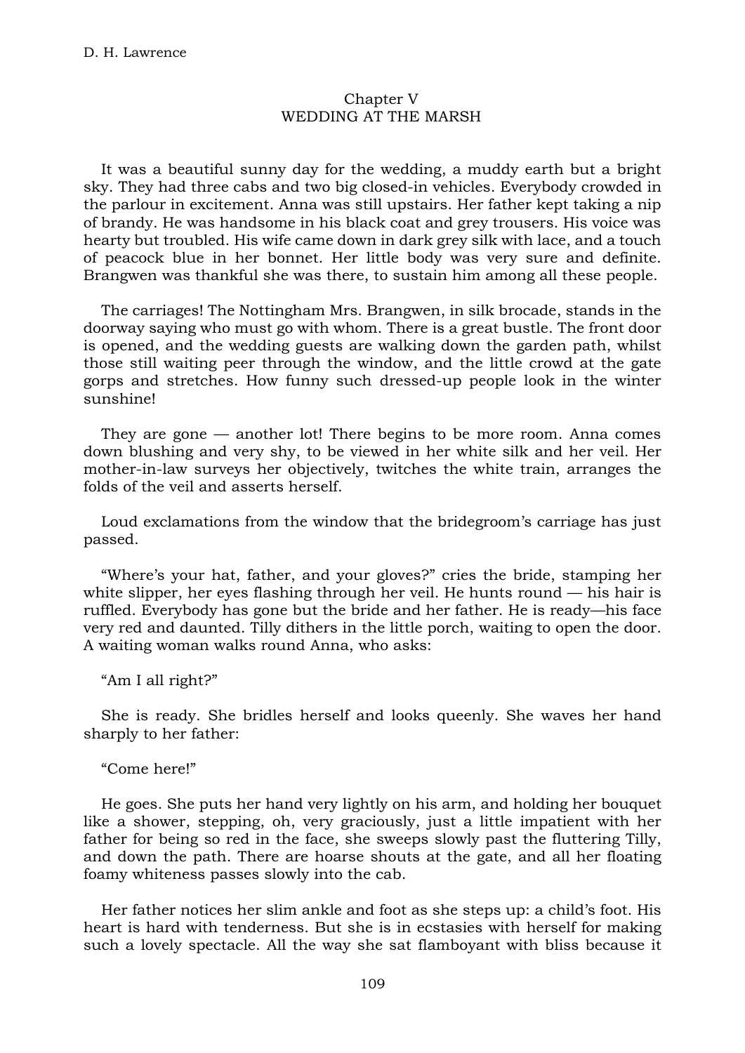## Chapter V
## WEDDING AT THE MARSH

It was a beautiful sunny day for the wedding, a muddy earth but a bright sky. They had three cabs and two big closed-in vehicles. Everybody crowded in the parlour in excitement. Anna was still upstairs. Her father kept taking a nip of brandy. He was handsome in his black coat and grey trousers. His voice was hearty but troubled. His wife came down in dark grey silk with lace, and a touch of peacock blue in her bonnet. Her little body was very sure and definite. Brangwen was thankful she was there, to sustain him among all these people.

The carriages! The Nottingham Mrs. Brangwen, in silk brocade, stands in the doorway saying who must go with whom. There is a great bustle. The front door is opened, and the wedding guests are walking down the garden path, whilst those still waiting peer through the window, and the little crowd at the gate gorps and stretches. How funny such dressed-up people look in the winter sunshine!

They are gone — another lot! There begins to be more room. Anna comes down blushing and very shy, to be viewed in her white silk and her veil. Her mother-in-law surveys her objectively, twitches the white train, arranges the folds of the veil and asserts herself.

Loud exclamations from the window that the bridegroom's carriage has just passed.

"Where's your hat, father, and your gloves?" cries the bride, stamping her white slipper, her eyes flashing through her veil. He hunts round — his hair is ruffled. Everybody has gone but the bride and her father. He is ready—his face very red and daunted. Tilly dithers in the little porch, waiting to open the door. A waiting woman walks round Anna, who asks:

"Am I all right?"

She is ready. She bridles herself and looks queenly. She waves her hand sharply to her father:

"Come here!"

He goes. She puts her hand very lightly on his arm, and holding her bouquet like a shower, stepping, oh, very graciously, just a little impatient with her father for being so red in the face, she sweeps slowly past the fluttering Tilly, and down the path. There are hoarse shouts at the gate, and all her floating foamy whiteness passes slowly into the cab.

Her father notices her slim ankle and foot as she steps up: a child's foot. His heart is hard with tenderness. But she is in ecstasies with herself for making such a lovely spectacle. All the way she sat flamboyant with bliss because it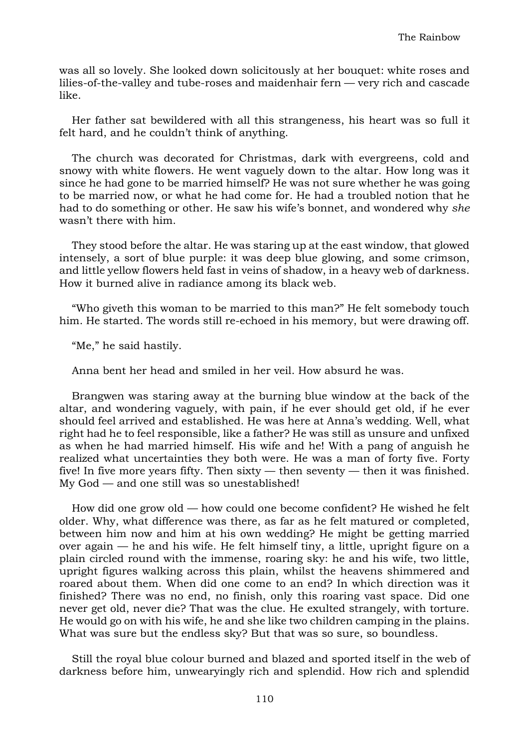was all so lovely. She looked down solicitously at her bouquet: white roses and lilies-of-the-valley and tube-roses and maidenhair fern — very rich and cascade like.

Her father sat bewildered with all this strangeness, his heart was so full it felt hard, and he couldn't think of anything.

The church was decorated for Christmas, dark with evergreens, cold and snowy with white flowers. He went vaguely down to the altar. How long was it since he had gone to be married himself? He was not sure whether he was going to be married now, or what he had come for. He had a troubled notion that he had to do something or other. He saw his wife's bonnet, and wondered why *she* wasn't there with him.

They stood before the altar. He was staring up at the east window, that glowed intensely, a sort of blue purple: it was deep blue glowing, and some crimson, and little yellow flowers held fast in veins of shadow, in a heavy web of darkness. How it burned alive in radiance among its black web.

"Who giveth this woman to be married to this man?" He felt somebody touch him. He started. The words still re-echoed in his memory, but were drawing off.

"Me," he said hastily.

Anna bent her head and smiled in her veil. How absurd he was.

Brangwen was staring away at the burning blue window at the back of the altar, and wondering vaguely, with pain, if he ever should get old, if he ever should feel arrived and established. He was here at Anna's wedding. Well, what right had he to feel responsible, like a father? He was still as unsure and unfixed as when he had married himself. His wife and he! With a pang of anguish he realized what uncertainties they both were. He was a man of forty five. Forty five! In five more years fifty. Then sixty — then seventy — then it was finished. My God — and one still was so unestablished!

How did one grow old — how could one become confident? He wished he felt older. Why, what difference was there, as far as he felt matured or completed, between him now and him at his own wedding? He might be getting married over again — he and his wife. He felt himself tiny, a little, upright figure on a plain circled round with the immense, roaring sky: he and his wife, two little, upright figures walking across this plain, whilst the heavens shimmered and roared about them. When did one come to an end? In which direction was it finished? There was no end, no finish, only this roaring vast space. Did one never get old, never die? That was the clue. He exulted strangely, with torture. He would go on with his wife, he and she like two children camping in the plains. What was sure but the endless sky? But that was so sure, so boundless.

Still the royal blue colour burned and blazed and sported itself in the web of darkness before him, unweariyingly rich and splendid. How rich and splendid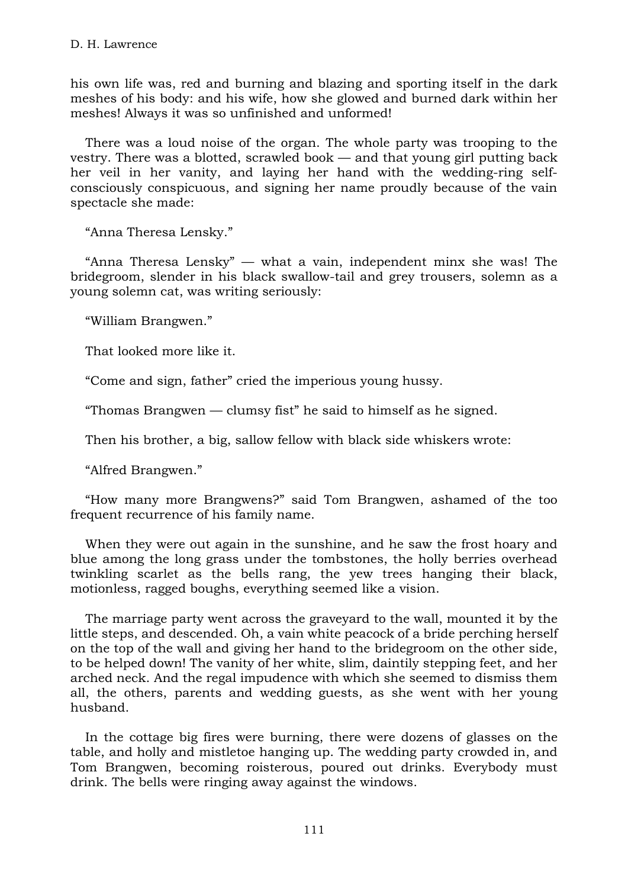his own life was, red and burning and blazing and sporting itself in the dark meshes of his body: and his wife, how she glowed and burned dark within her meshes! Always it was so unfinished and unformed!

There was a loud noise of the organ. The whole party was trooping to the vestry. There was a blotted, scrawled book — and that young girl putting back her veil in her vanity, and laying her hand with the wedding-ring self-consciously conspicuous, and signing her name proudly because of the vain spectacle she made:

"Anna Theresa Lensky."

"Anna Theresa Lensky" — what a vain, independent minx she was! The bridegroom, slender in his black swallow-tail and grey trousers, solemn as a young solemn cat, was writing seriously:

"William Brangwen."

That looked more like it.

"Come and sign, father" cried the imperious young hussy.

"Thomas Brangwen — clumsy fist" he said to himself as he signed.

Then his brother, a big, sallow fellow with black side whiskers wrote:

"Alfred Brangwen."

"How many more Brangwens?" said Tom Brangwen, ashamed of the too frequent recurrence of his family name.

When they were out again in the sunshine, and he saw the frost hoary and blue among the long grass under the tombstones, the holly berries overhead twinkling scarlet as the bells rang, the yew trees hanging their black, motionless, ragged boughs, everything seemed like a vision.

The marriage party went across the graveyard to the wall, mounted it by the little steps, and descended. Oh, a vain white peacock of a bride perching herself on the top of the wall and giving her hand to the bridegroom on the other side, to be helped down! The vanity of her white, slim, daintily stepping feet, and her arched neck. And the regal impudence with which she seemed to dismiss them all, the others, parents and wedding guests, as she went with her young husband.

In the cottage big fires were burning, there were dozens of glasses on the table, and holly and mistletoe hanging up. The wedding party crowded in, and Tom Brangwen, becoming roisterous, poured out drinks. Everybody must drink. The bells were ringing away against the windows.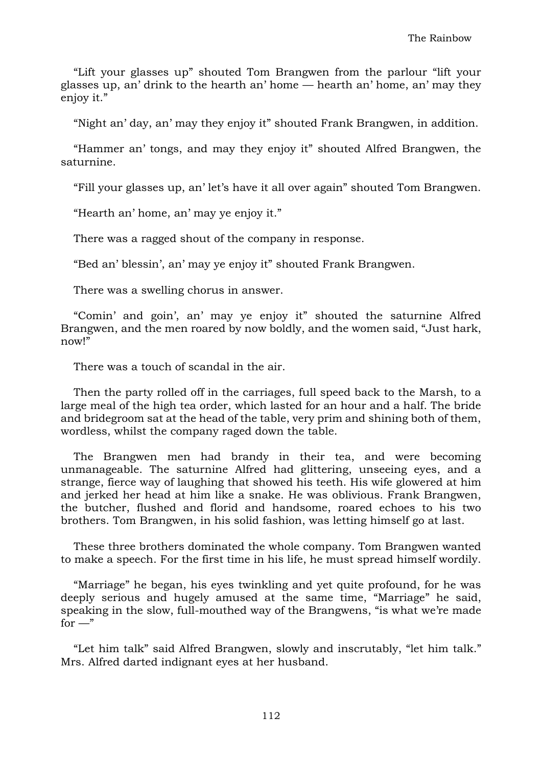“Lift your glasses up” shouted Tom Brangwen from the parlour “lift your glasses up, an’ drink to the hearth an’ home — hearth an’ home, an’ may they enjoy it.”

“Night an’ day, an’ may they enjoy it” shouted Frank Brangwen, in addition.

“Hammer an’ tongs, and may they enjoy it” shouted Alfred Brangwen, the saturnine.

“Fill your glasses up, an’ let’s have it all over again” shouted Tom Brangwen.

“Hearth an’ home, an’ may ye enjoy it.”

There was a ragged shout of the company in response.

“Bed an’ blessin’, an’ may ye enjoy it” shouted Frank Brangwen.

There was a swelling chorus in answer.

“Comin’ and goin’, an’ may ye enjoy it” shouted the saturnine Alfred Brangwen, and the men roared by now boldly, and the women said, “Just hark, now!”

There was a touch of scandal in the air.

Then the party rolled off in the carriages, full speed back to the Marsh, to a large meal of the high tea order, which lasted for an hour and a half. The bride and bridegroom sat at the head of the table, very prim and shining both of them, wordless, whilst the company raged down the table.

The Brangwen men had brandy in their tea, and were becoming unmanageable. The saturnine Alfred had glittering, unseeing eyes, and a strange, fierce way of laughing that showed his teeth. His wife glowered at him and jerked her head at him like a snake. He was oblivious. Frank Brangwen, the butcher, flushed and florid and handsome, roared echoes to his two brothers. Tom Brangwen, in his solid fashion, was letting himself go at last.

These three brothers dominated the whole company. Tom Brangwen wanted to make a speech. For the first time in his life, he must spread himself wordily.

“Marriage” he began, his eyes twinkling and yet quite profound, for he was deeply serious and hugely amused at the same time, “Marriage” he said, speaking in the slow, full-mouthed way of the Brangwens, “is what we’re made for —”

“Let him talk” said Alfred Brangwen, slowly and inscrutably, “let him talk.” Mrs. Alfred darted indignant eyes at her husband.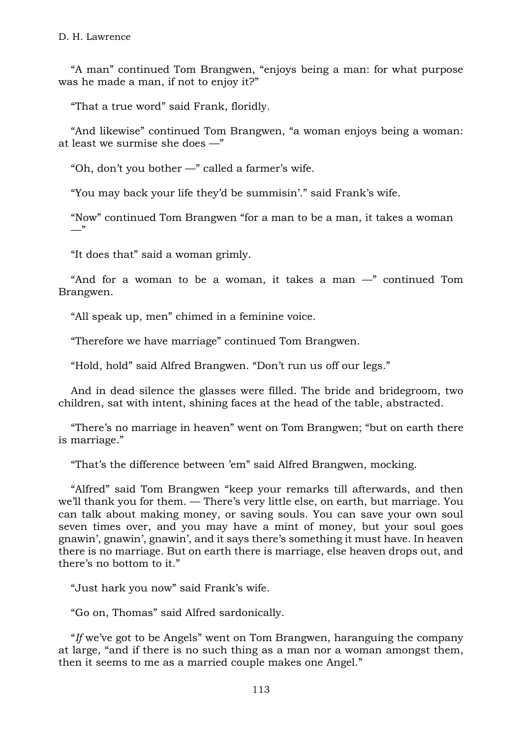"A man" continued Tom Brangwen, "enjoys being a man: for what purpose was he made a man, if not to enjoy it?"

"That a true word" said Frank, floridly.

"And likewise" continued Tom Brangwen, "a woman enjoys being a woman: at least we surmise she does —"

"Oh, don't you bother —" called a farmer's wife.

"You may back your life they'd be summisin'." said Frank's wife.

"Now" continued Tom Brangwen "for a man to be a man, it takes a woman —"

"It does that" said a woman grimly.

"And for a woman to be a woman, it takes a man —" continued Tom Brangwen.

"All speak up, men" chimed in a feminine voice.

"Therefore we have marriage" continued Tom Brangwen.

"Hold, hold" said Alfred Brangwen. "Don't run us off our legs."

And in dead silence the glasses were filled. The bride and bridegroom, two children, sat with intent, shining faces at the head of the table, abstracted.

"There's no marriage in heaven" went on Tom Brangwen; "but on earth there is marriage."

"That's the difference between 'em" said Alfred Brangwen, mocking.

"Alfred" said Tom Brangwen "keep your remarks till afterwards, and then we'll thank you for them. — There's very little else, on earth, but marriage. You can talk about making money, or saving souls. You can save your own soul seven times over, and you may have a mint of money, but your soul goes gnawin', gnawin', gnawin', and it says there's something it must have. In heaven there is no marriage. But on earth there is marriage, else heaven drops out, and there's no bottom to it."

"Just hark you now" said Frank's wife.

"Go on, Thomas" said Alfred sardonically.

"*If* we've got to be Angels" went on Tom Brangwen, haranguing the company at large, "and if there is no such thing as a man nor a woman amongst them, then it seems to me as a married couple makes one Angel."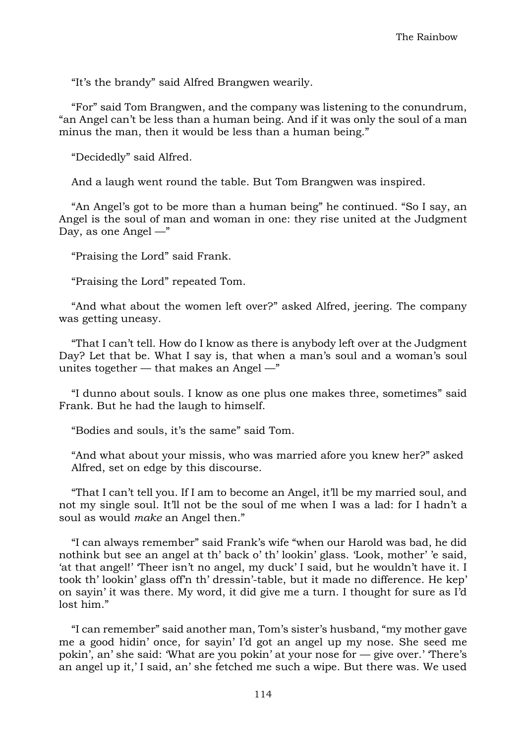"It's the brandy" said Alfred Brangwen wearily.

"For" said Tom Brangwen, and the company was listening to the conundrum, "an Angel can't be less than a human being. And if it was only the soul of a man minus the man, then it would be less than a human being."

"Decidedly" said Alfred.

And a laugh went round the table. But Tom Brangwen was inspired.

"An Angel's got to be more than a human being" he continued. "So I say, an Angel is the soul of man and woman in one: they rise united at the Judgment Day, as one Angel —"

"Praising the Lord" said Frank.

"Praising the Lord" repeated Tom.

"And what about the women left over?" asked Alfred, jeering. The company was getting uneasy.

"That I can't tell. How do I know as there is anybody left over at the Judgment Day? Let that be. What I say is, that when a man's soul and a woman's soul unites together — that makes an Angel —"

"I dunno about souls. I know as one plus one makes three, sometimes" said Frank. But he had the laugh to himself.

"Bodies and souls, it's the same" said Tom.

"And what about your missis, who was married afore you knew her?" asked Alfred, set on edge by this discourse.

"That I can't tell you. If I am to become an Angel, it'll be my married soul, and not my single soul. It'll not be the soul of me when I was a lad: for I hadn't a soul as would *make* an Angel then."

"I can always remember" said Frank's wife "when our Harold was bad, he did nothink but see an angel at th' back o' th' lookin' glass. 'Look, mother' 'e said, 'at that angel!' 'Theer isn't no angel, my duck' I said, but he wouldn't have it. I took th' lookin' glass off'n th' dressin'-table, but it made no difference. He kep' on sayin' it was there. My word, it did give me a turn. I thought for sure as I'd lost him."

"I can remember" said another man, Tom's sister's husband, "my mother gave me a good hidin' once, for sayin' I'd got an angel up my nose. She seed me pokin', an' she said: 'What are you pokin' at your nose for — give over.' 'There's an angel up it,' I said, an' she fetched me such a wipe. But there was. We used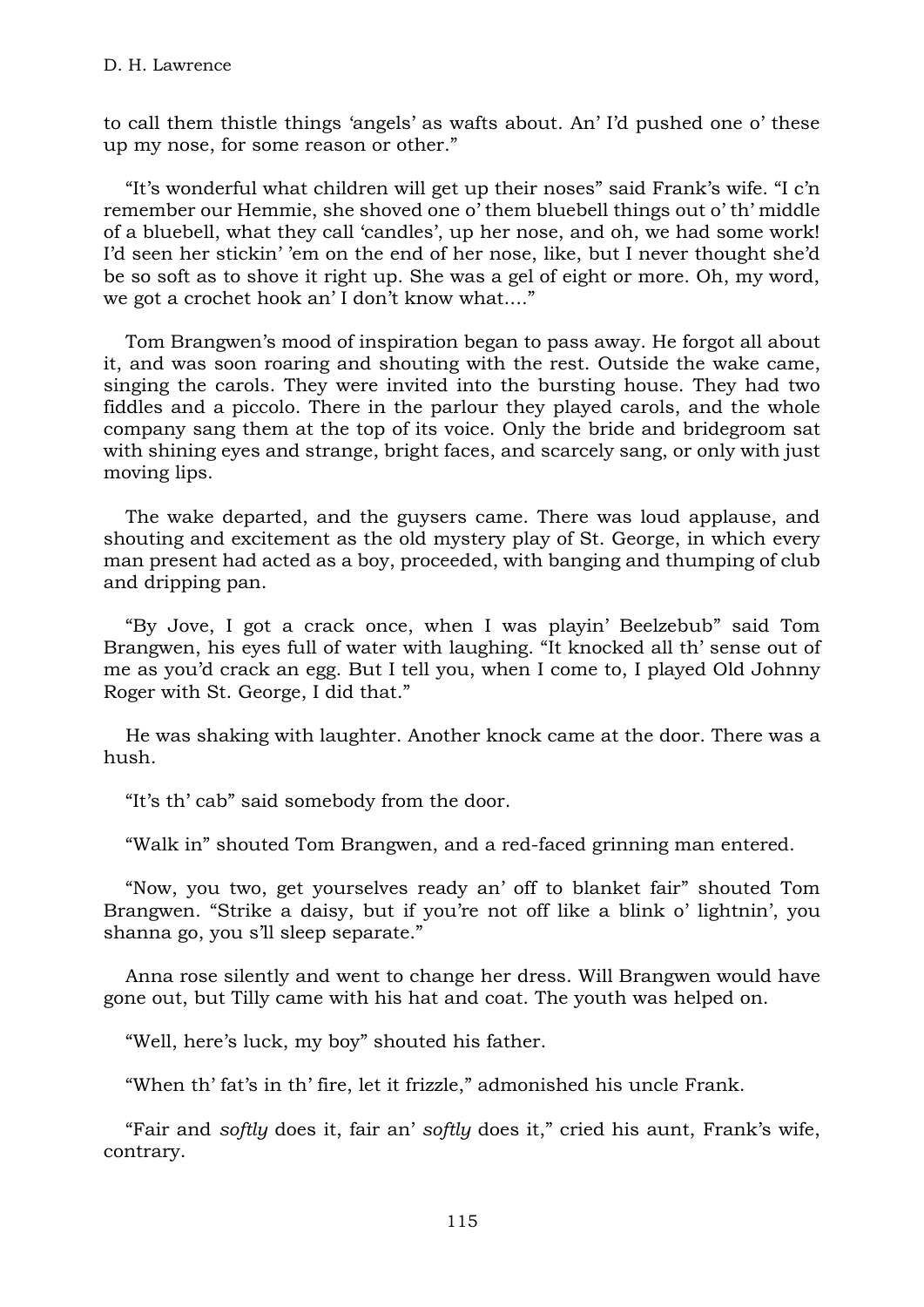to call them thistle things 'angels' as wafts about. An' I'd pushed one o' these up my nose, for some reason or other."

"It's wonderful what children will get up their noses" said Frank's wife. "I c'n remember our Hemmie, she shoved one o' them bluebell things out o' th' middle of a bluebell, what they call 'candles', up her nose, and oh, we had some work! I'd seen her stickin' 'em on the end of her nose, like, but I never thought she'd be so soft as to shove it right up. She was a gel of eight or more. Oh, my word, we got a crochet hook an' I don't know what…."

Tom Brangwen's mood of inspiration began to pass away. He forgot all about it, and was soon roaring and shouting with the rest. Outside the wake came, singing the carols. They were invited into the bursting house. They had two fiddles and a piccolo. There in the parlour they played carols, and the whole company sang them at the top of its voice. Only the bride and bridegroom sat with shining eyes and strange, bright faces, and scarcely sang, or only with just moving lips.

The wake departed, and the guysers came. There was loud applause, and shouting and excitement as the old mystery play of St. George, in which every man present had acted as a boy, proceeded, with banging and thumping of club and dripping pan.

"By Jove, I got a crack once, when I was playin' Beelzebub" said Tom Brangwen, his eyes full of water with laughing. "It knocked all th' sense out of me as you'd crack an egg. But I tell you, when I come to, I played Old Johnny Roger with St. George, I did that."

He was shaking with laughter. Another knock came at the door. There was a hush.

"It's th' cab" said somebody from the door.

"Walk in" shouted Tom Brangwen, and a red-faced grinning man entered.

"Now, you two, get yourselves ready an' off to blanket fair" shouted Tom Brangwen. "Strike a daisy, but if you're not off like a blink o' lightnin', you shanna go, you s'll sleep separate."

Anna rose silently and went to change her dress. Will Brangwen would have gone out, but Tilly came with his hat and coat. The youth was helped on.

"Well, here's luck, my boy" shouted his father.

"When th' fat's in th' fire, let it frizzle," admonished his uncle Frank.

"Fair and *softly* does it, fair an' *softly* does it," cried his aunt, Frank's wife, contrary.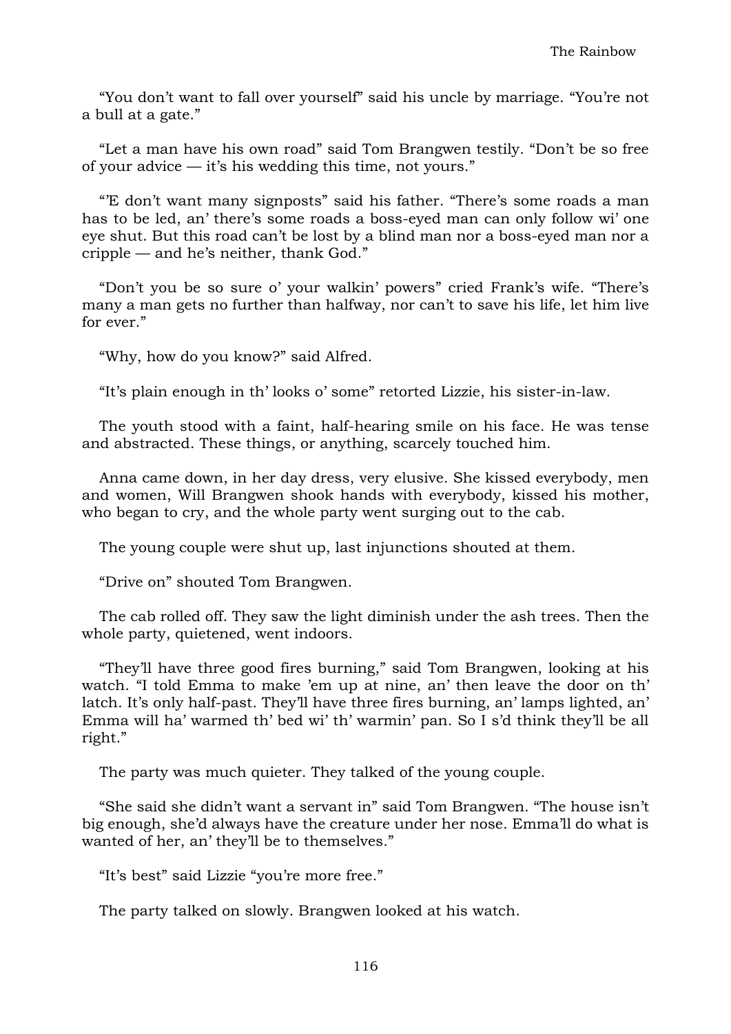"You don't want to fall over yourself" said his uncle by marriage. "You're not a bull at a gate."

"Let a man have his own road" said Tom Brangwen testily. "Don't be so free of your advice — it's his wedding this time, not yours."

"'E don't want many signposts" said his father. "There's some roads a man has to be led, an' there's some roads a boss-eyed man can only follow wi' one eye shut. But this road can't be lost by a blind man nor a boss-eyed man nor a cripple — and he's neither, thank God."

"Don't you be so sure o' your walkin' powers" cried Frank's wife. "There's many a man gets no further than halfway, nor can't to save his life, let him live for ever."

"Why, how do you know?" said Alfred.

"It's plain enough in th' looks o' some" retorted Lizzie, his sister-in-law.

The youth stood with a faint, half-hearing smile on his face. He was tense and abstracted. These things, or anything, scarcely touched him.

Anna came down, in her day dress, very elusive. She kissed everybody, men and women, Will Brangwen shook hands with everybody, kissed his mother, who began to cry, and the whole party went surging out to the cab.

The young couple were shut up, last injunctions shouted at them.

"Drive on" shouted Tom Brangwen.

The cab rolled off. They saw the light diminish under the ash trees. Then the whole party, quietened, went indoors.

"They'll have three good fires burning," said Tom Brangwen, looking at his watch. "I told Emma to make 'em up at nine, an' then leave the door on th' latch. It's only half-past. They'll have three fires burning, an' lamps lighted, an' Emma will ha' warmed th' bed wi' th' warmin' pan. So I s'd think they'll be all right."

The party was much quieter. They talked of the young couple.

"She said she didn't want a servant in" said Tom Brangwen. "The house isn't big enough, she'd always have the creature under her nose. Emma'll do what is wanted of her, an' they'll be to themselves."

"It's best" said Lizzie "you're more free."

The party talked on slowly. Brangwen looked at his watch.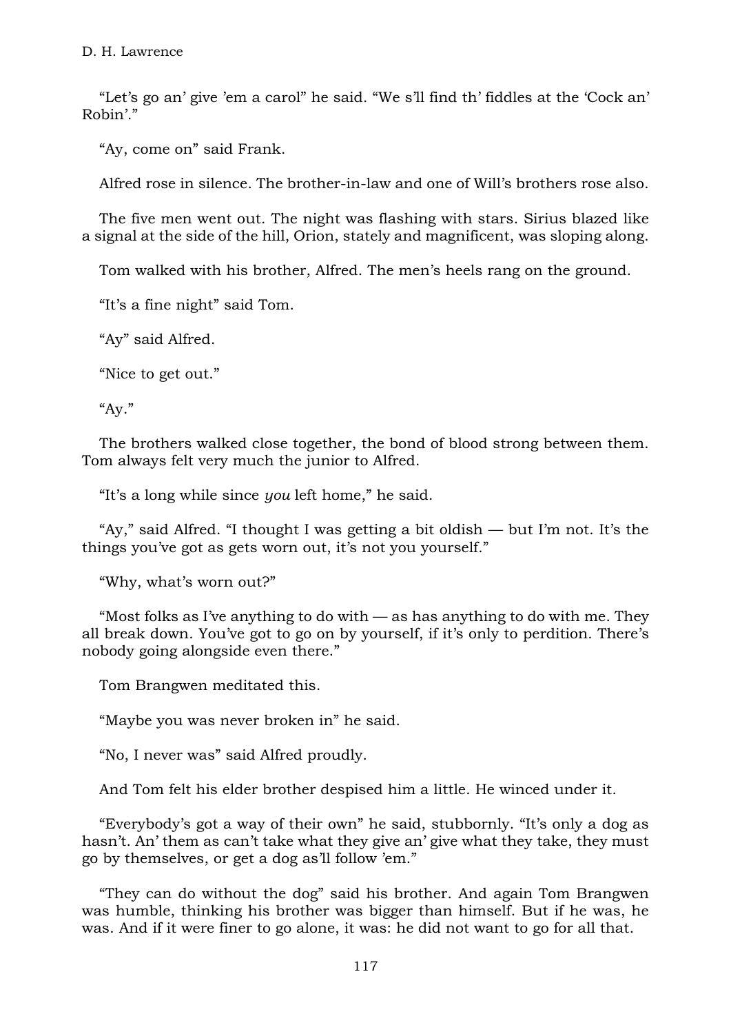"Let's go an' give 'em a carol" he said. "We s'll find th' fiddles at the 'Cock an' Robin'."

"Ay, come on" said Frank.

Alfred rose in silence. The brother-in-law and one of Will's brothers rose also.

The five men went out. The night was flashing with stars. Sirius blazed like a signal at the side of the hill, Orion, stately and magnificent, was sloping along.

Tom walked with his brother, Alfred. The men's heels rang on the ground.

"It's a fine night" said Tom.

"Ay" said Alfred.

"Nice to get out."

"Ay."

The brothers walked close together, the bond of blood strong between them. Tom always felt very much the junior to Alfred.

"It's a long while since *you* left home," he said.

"Ay," said Alfred. "I thought I was getting a bit oldish — but I'm not. It's the things you've got as gets worn out, it's not you yourself."

"Why, what's worn out?"

"Most folks as I've anything to do with — as has anything to do with me. They all break down. You've got to go on by yourself, if it's only to perdition. There's nobody going alongside even there."

Tom Brangwen meditated this.

"Maybe you was never broken in" he said.

"No, I never was" said Alfred proudly.

And Tom felt his elder brother despised him a little. He winced under it.

"Everybody's got a way of their own" he said, stubbornly. "It's only a dog as hasn't. An' them as can't take what they give an' give what they take, they must go by themselves, or get a dog as'll follow 'em."

"They can do without the dog" said his brother. And again Tom Brangwen was humble, thinking his brother was bigger than himself. But if he was, he was. And if it were finer to go alone, it was: he did not want to go for all that.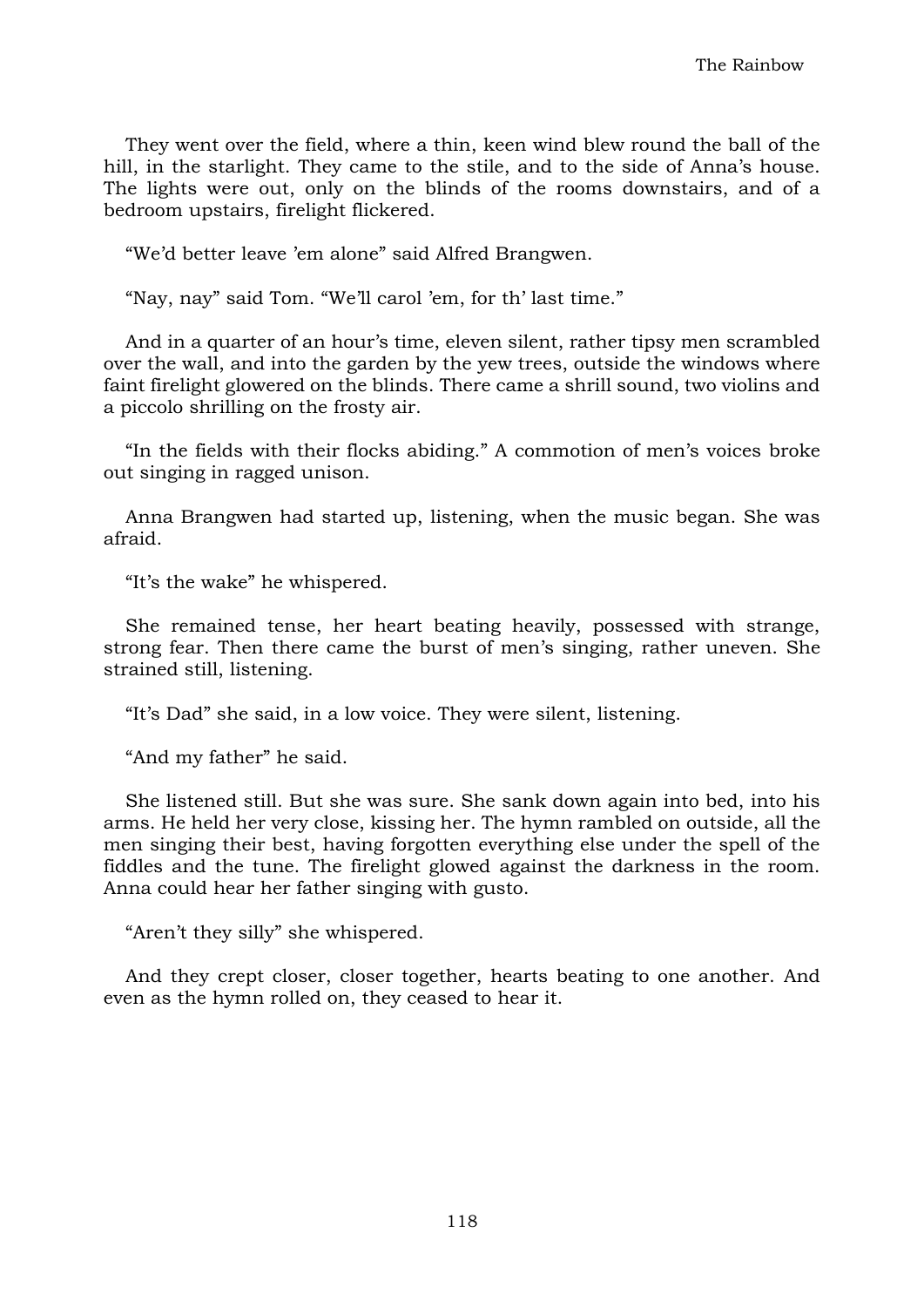They went over the field, where a thin, keen wind blew round the ball of the hill, in the starlight. They came to the stile, and to the side of Anna's house. The lights were out, only on the blinds of the rooms downstairs, and of a bedroom upstairs, firelight flickered.

"We'd better leave 'em alone" said Alfred Brangwen.

"Nay, nay" said Tom. "We'll carol 'em, for th' last time."

And in a quarter of an hour's time, eleven silent, rather tipsy men scrambled over the wall, and into the garden by the yew trees, outside the windows where faint firelight glowered on the blinds. There came a shrill sound, two violins and a piccolo shrilling on the frosty air.

"In the fields with their flocks abiding." A commotion of men's voices broke out singing in ragged unison.

Anna Brangwen had started up, listening, when the music began. She was afraid.

"It's the wake" he whispered.

She remained tense, her heart beating heavily, possessed with strange, strong fear. Then there came the burst of men's singing, rather uneven. She strained still, listening.

"It's Dad" she said, in a low voice. They were silent, listening.

"And my father" he said.

She listened still. But she was sure. She sank down again into bed, into his arms. He held her very close, kissing her. The hymn rambled on outside, all the men singing their best, having forgotten everything else under the spell of the fiddles and the tune. The firelight glowed against the darkness in the room. Anna could hear her father singing with gusto.

"Aren't they silly" she whispered.

And they crept closer, closer together, hearts beating to one another. And even as the hymn rolled on, they ceased to hear it.